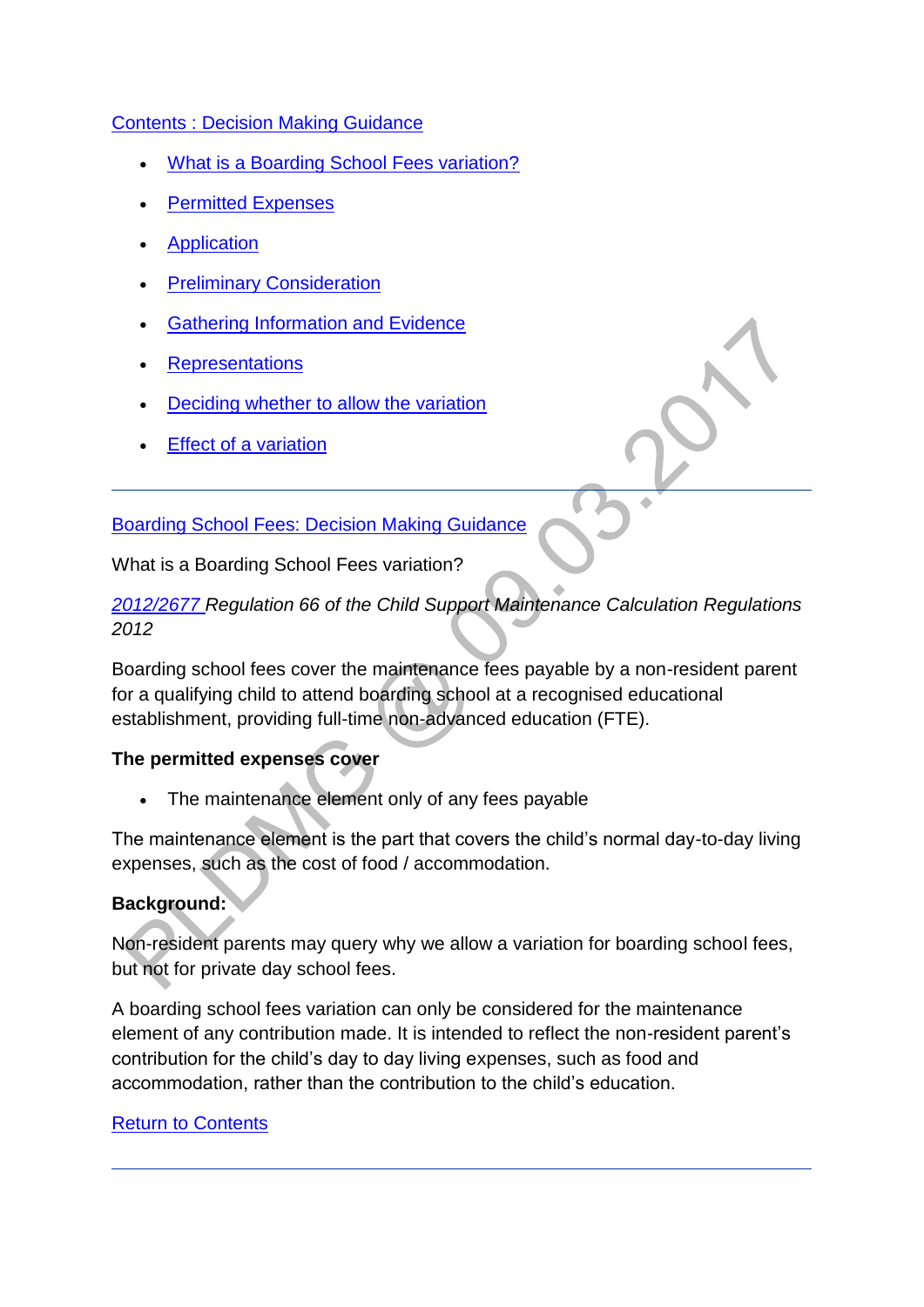Contents : Decision Making Guidance

- What is a Boarding School Fees variation?
- Permitted Expenses
- Application
- Preliminary Consideration
- Gathering Information and Evidence
- Representations
- Deciding whether to allow the variation
- Effect of a variation

---

Boarding School Fees: Decision Making Guidance

What is a Boarding School Fees variation?

*2012/2677 Regulation 66 of the Child Support Maintenance Calculation Regulations 2012*

Boarding school fees cover the maintenance fees payable by a non-resident parent for a qualifying child to attend boarding school at a recognised educational establishment, providing full-time non-advanced education (FTE).

**The permitted expenses cover**

- The maintenance element only of any fees payable

The maintenance element is the part that covers the child's normal day-to-day living expenses, such as the cost of food / accommodation.

**Background:**

Non-resident parents may query why we allow a variation for boarding school fees, but not for private day school fees.

A boarding school fees variation can only be considered for the maintenance element of any contribution made. It is intended to reflect the non-resident parent's contribution for the child's day to day living expenses, such as food and accommodation, rather than the contribution to the child's education.

Return to Contents

---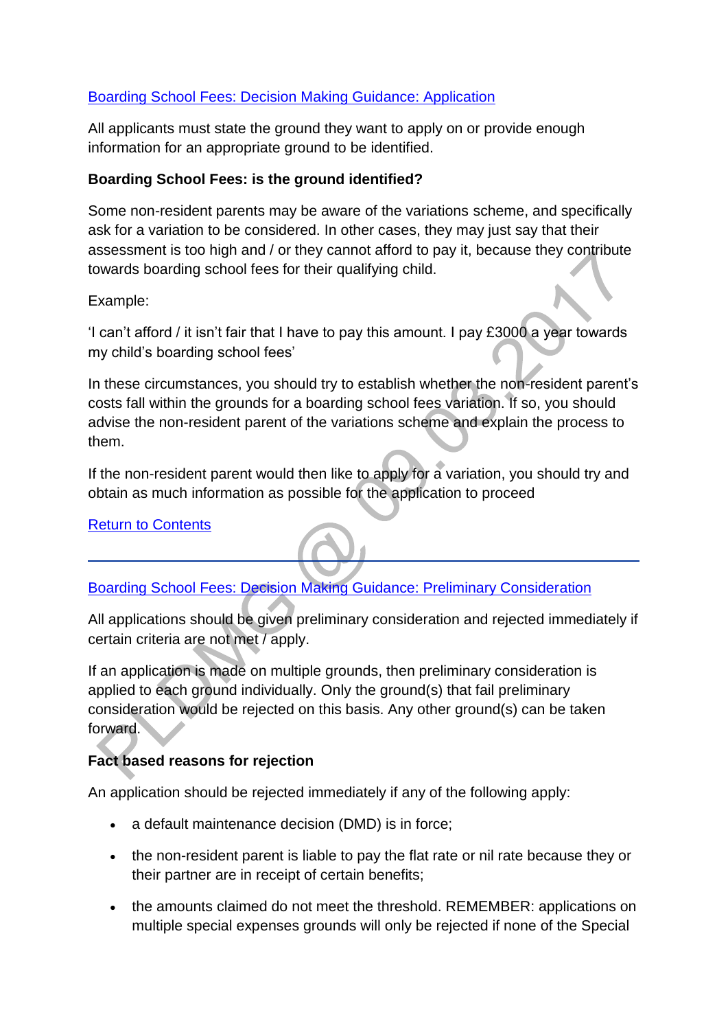Boarding School Fees: Decision Making Guidance: Application

All applicants must state the ground they want to apply on or provide enough information for an appropriate ground to be identified.

**Boarding School Fees: is the ground identified?**

Some non-resident parents may be aware of the variations scheme, and specifically ask for a variation to be considered. In other cases, they may just say that their assessment is too high and / or they cannot afford to pay it, because they contribute towards boarding school fees for their qualifying child.

Example:

'I can't afford / it isn't fair that I have to pay this amount. I pay £3000 a year towards my child's boarding school fees'

In these circumstances, you should try to establish whether the non-resident parent's costs fall within the grounds for a boarding school fees variation. If so, you should advise the non-resident parent of the variations scheme and explain the process to them.

If the non-resident parent would then like to apply for a variation, you should try and obtain as much information as possible for the application to proceed

Return to Contents

---

Boarding School Fees: Decision Making Guidance: Preliminary Consideration

All applications should be given preliminary consideration and rejected immediately if certain criteria are not met / apply.

If an application is made on multiple grounds, then preliminary consideration is applied to each ground individually. Only the ground(s) that fail preliminary consideration would be rejected on this basis. Any other ground(s) can be taken forward.

**Fact based reasons for rejection**

An application should be rejected immediately if any of the following apply:

- a default maintenance decision (DMD) is in force;
- the non-resident parent is liable to pay the flat rate or nil rate because they or their partner are in receipt of certain benefits;
- the amounts claimed do not meet the threshold. REMEMBER: applications on multiple special expenses grounds will only be rejected if none of the Special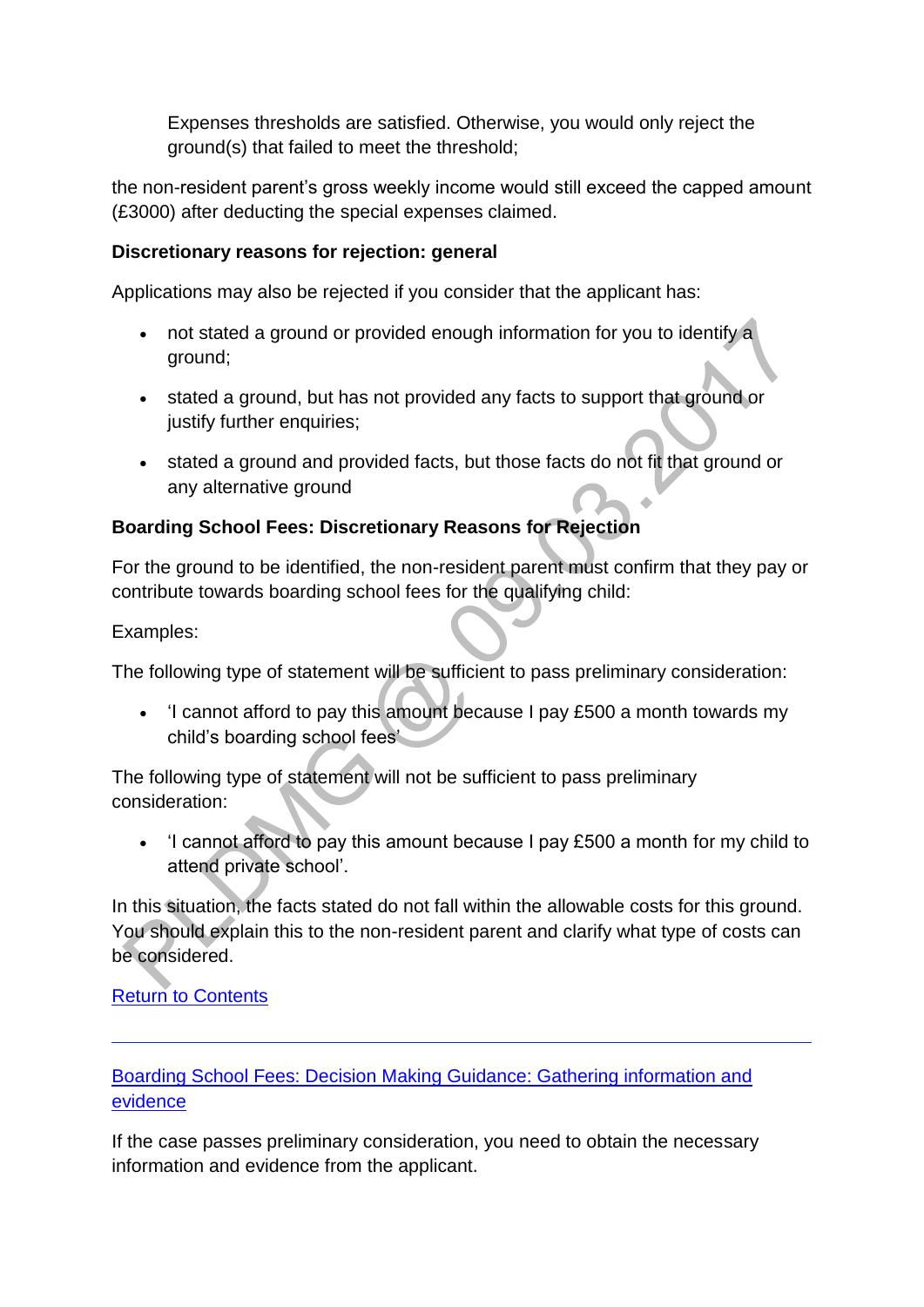Expenses thresholds are satisfied. Otherwise, you would only reject the ground(s) that failed to meet the threshold;

the non-resident parent's gross weekly income would still exceed the capped amount (£3000) after deducting the special expenses claimed.

**Discretionary reasons for rejection: general**

Applications may also be rejected if you consider that the applicant has:

- not stated a ground or provided enough information for you to identify a ground;
- stated a ground, but has not provided any facts to support that ground or justify further enquiries;
- stated a ground and provided facts, but those facts do not fit that ground or any alternative ground

**Boarding School Fees: Discretionary Reasons for Rejection**

For the ground to be identified, the non-resident parent must confirm that they pay or contribute towards boarding school fees for the qualifying child:

Examples:

The following type of statement will be sufficient to pass preliminary consideration:

- 'I cannot afford to pay this amount because I pay £500 a month towards my child's boarding school fees'

The following type of statement will not be sufficient to pass preliminary consideration:

- 'I cannot afford to pay this amount because I pay £500 a month for my child to attend private school'.

In this situation, the facts stated do not fall within the allowable costs for this ground. You should explain this to the non-resident parent and clarify what type of costs can be considered.

Return to Contents

---

Boarding School Fees: Decision Making Guidance: Gathering information and evidence

If the case passes preliminary consideration, you need to obtain the necessary information and evidence from the applicant.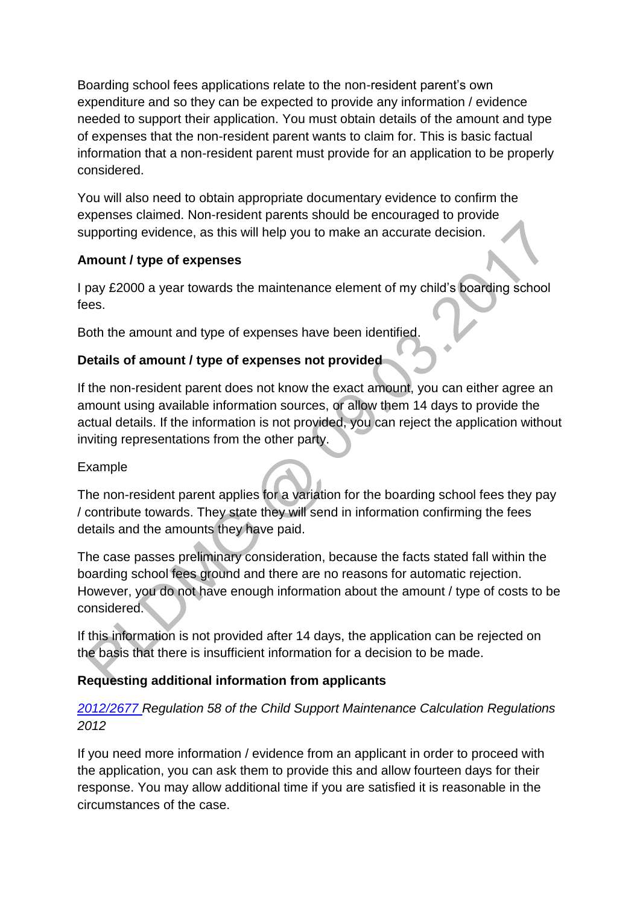Boarding school fees applications relate to the non-resident parent's own expenditure and so they can be expected to provide any information / evidence needed to support their application. You must obtain details of the amount and type of expenses that the non-resident parent wants to claim for. This is basic factual information that a non-resident parent must provide for an application to be properly considered.

You will also need to obtain appropriate documentary evidence to confirm the expenses claimed. Non-resident parents should be encouraged to provide supporting evidence, as this will help you to make an accurate decision.

**Amount / type of expenses**

I pay £2000 a year towards the maintenance element of my child's boarding school fees.

Both the amount and type of expenses have been identified.

**Details of amount / type of expenses not provided**

If the non-resident parent does not know the exact amount, you can either agree an amount using available information sources, or allow them 14 days to provide the actual details. If the information is not provided, you can reject the application without inviting representations from the other party.

Example

The non-resident parent applies for a variation for the boarding school fees they pay / contribute towards. They state they will send in information confirming the fees details and the amounts they have paid.

The case passes preliminary consideration, because the facts stated fall within the boarding school fees ground and there are no reasons for automatic rejection. However, you do not have enough information about the amount / type of costs to be considered.

If this information is not provided after 14 days, the application can be rejected on the basis that there is insufficient information for a decision to be made.

**Requesting additional information from applicants**

*2012/2677 Regulation 58 of the Child Support Maintenance Calculation Regulations 2012*

If you need more information / evidence from an applicant in order to proceed with the application, you can ask them to provide this and allow fourteen days for their response. You may allow additional time if you are satisfied it is reasonable in the circumstances of the case.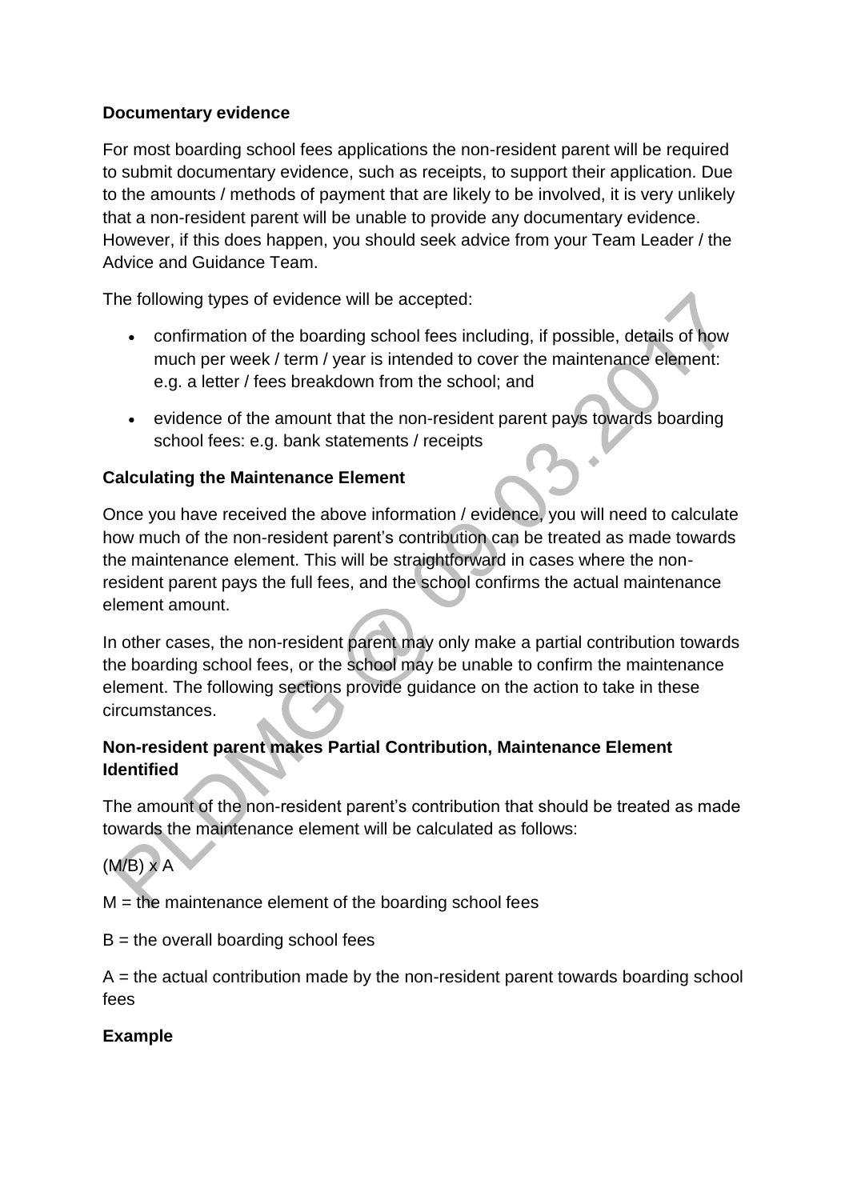**Documentary evidence**

For most boarding school fees applications the non-resident parent will be required to submit documentary evidence, such as receipts, to support their application. Due to the amounts / methods of payment that are likely to be involved, it is very unlikely that a non-resident parent will be unable to provide any documentary evidence. However, if this does happen, you should seek advice from your Team Leader / the Advice and Guidance Team.

The following types of evidence will be accepted:

- confirmation of the boarding school fees including, if possible, details of how much per week / term / year is intended to cover the maintenance element: e.g. a letter / fees breakdown from the school; and
- evidence of the amount that the non-resident parent pays towards boarding school fees: e.g. bank statements / receipts

**Calculating the Maintenance Element**

Once you have received the above information / evidence, you will need to calculate how much of the non-resident parent's contribution can be treated as made towards the maintenance element. This will be straightforward in cases where the non-resident parent pays the full fees, and the school confirms the actual maintenance element amount.

In other cases, the non-resident parent may only make a partial contribution towards the boarding school fees, or the school may be unable to confirm the maintenance element. The following sections provide guidance on the action to take in these circumstances.

**Non-resident parent makes Partial Contribution, Maintenance Element Identified**

The amount of the non-resident parent's contribution that should be treated as made towards the maintenance element will be calculated as follows:

$(M/B) \times A$

$M$ = the maintenance element of the boarding school fees

$B$ = the overall boarding school fees

$A$ = the actual contribution made by the non-resident parent towards boarding school fees

**Example**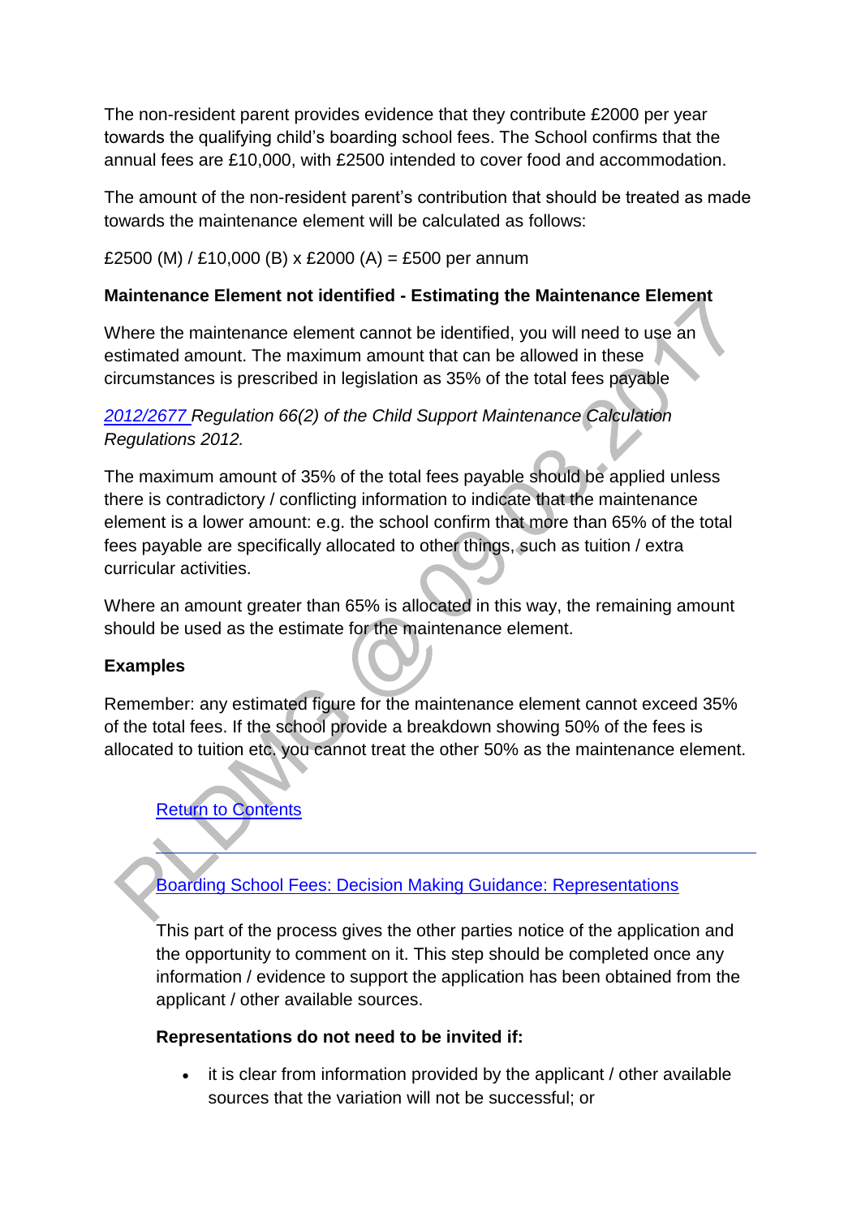The non-resident parent provides evidence that they contribute £2000 per year towards the qualifying child's boarding school fees. The School confirms that the annual fees are £10,000, with £2500 intended to cover food and accommodation.

The amount of the non-resident parent's contribution that should be treated as made towards the maintenance element will be calculated as follows:

£2500 (M) / £10,000 (B) x £2000 (A) = £500 per annum

**Maintenance Element not identified - Estimating the Maintenance Element**

Where the maintenance element cannot be identified, you will need to use an estimated amount. The maximum amount that can be allowed in these circumstances is prescribed in legislation as 35% of the total fees payable

*2012/2677 Regulation 66(2) of the Child Support Maintenance Calculation Regulations 2012.*

The maximum amount of 35% of the total fees payable should be applied unless there is contradictory / conflicting information to indicate that the maintenance element is a lower amount: e.g. the school confirm that more than 65% of the total fees payable are specifically allocated to other things, such as tuition / extra curricular activities.

Where an amount greater than 65% is allocated in this way, the remaining amount should be used as the estimate for the maintenance element.

**Examples**

Remember: any estimated figure for the maintenance element cannot exceed 35% of the total fees. If the school provide a breakdown showing 50% of the fees is allocated to tuition etc. you cannot treat the other 50% as the maintenance element.

Return to Contents

---

## Boarding School Fees: Decision Making Guidance: Representations

This part of the process gives the other parties notice of the application and the opportunity to comment on it. This step should be completed once any information / evidence to support the application has been obtained from the applicant / other available sources.

**Representations do not need to be invited if:**

- it is clear from information provided by the applicant / other available sources that the variation will not be successful; or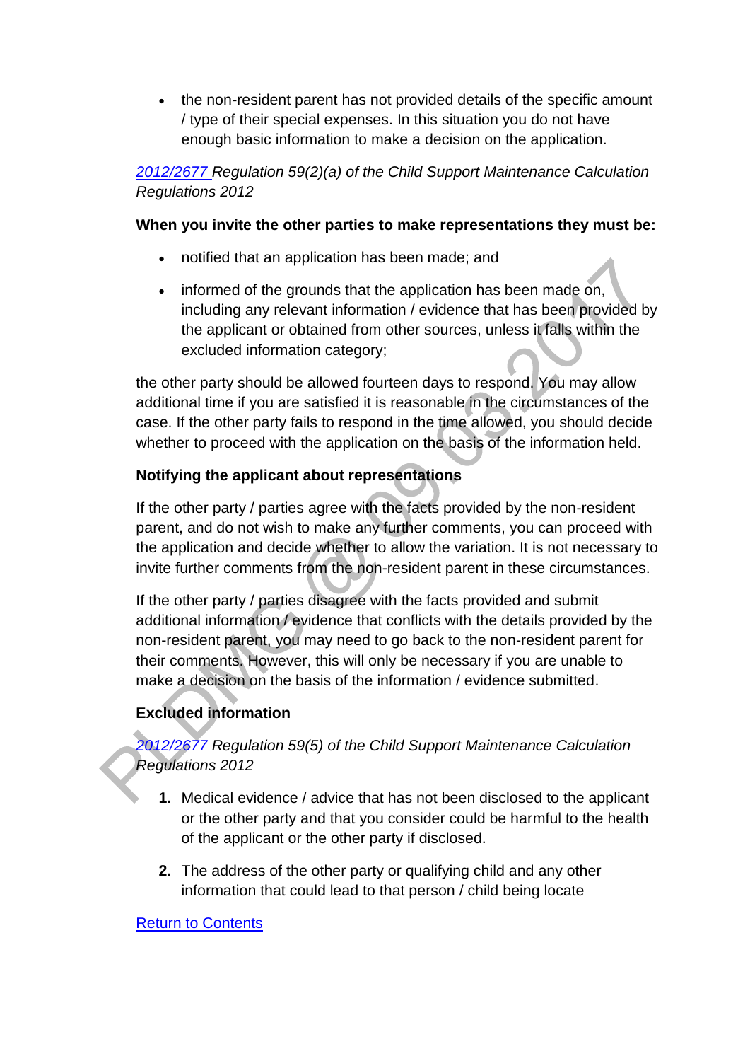- the non-resident parent has not provided details of the specific amount / type of their special expenses. In this situation you do not have enough basic information to make a decision on the application.

*2012/2677 Regulation 59(2)(a) of the Child Support Maintenance Calculation Regulations 2012*

**When you invite the other parties to make representations they must be:**

- notified that an application has been made; and
- informed of the grounds that the application has been made on, including any relevant information / evidence that has been provided by the applicant or obtained from other sources, unless it falls within the excluded information category;

the other party should be allowed fourteen days to respond. You may allow additional time if you are satisfied it is reasonable in the circumstances of the case. If the other party fails to respond in the time allowed, you should decide whether to proceed with the application on the basis of the information held.

**Notifying the applicant about representations**

If the other party / parties agree with the facts provided by the non-resident parent, and do not wish to make any further comments, you can proceed with the application and decide whether to allow the variation. It is not necessary to invite further comments from the non-resident parent in these circumstances.

If the other party / parties disagree with the facts provided and submit additional information / evidence that conflicts with the details provided by the non-resident parent, you may need to go back to the non-resident parent for their comments. However, this will only be necessary if you are unable to make a decision on the basis of the information / evidence submitted.

**Excluded information**

*2012/2677 Regulation 59(5) of the Child Support Maintenance Calculation Regulations 2012*

1. Medical evidence / advice that has not been disclosed to the applicant or the other party and that you consider could be harmful to the health of the applicant or the other party if disclosed.
2. The address of the other party or qualifying child and any other information that could lead to that person / child being locate

Return to Contents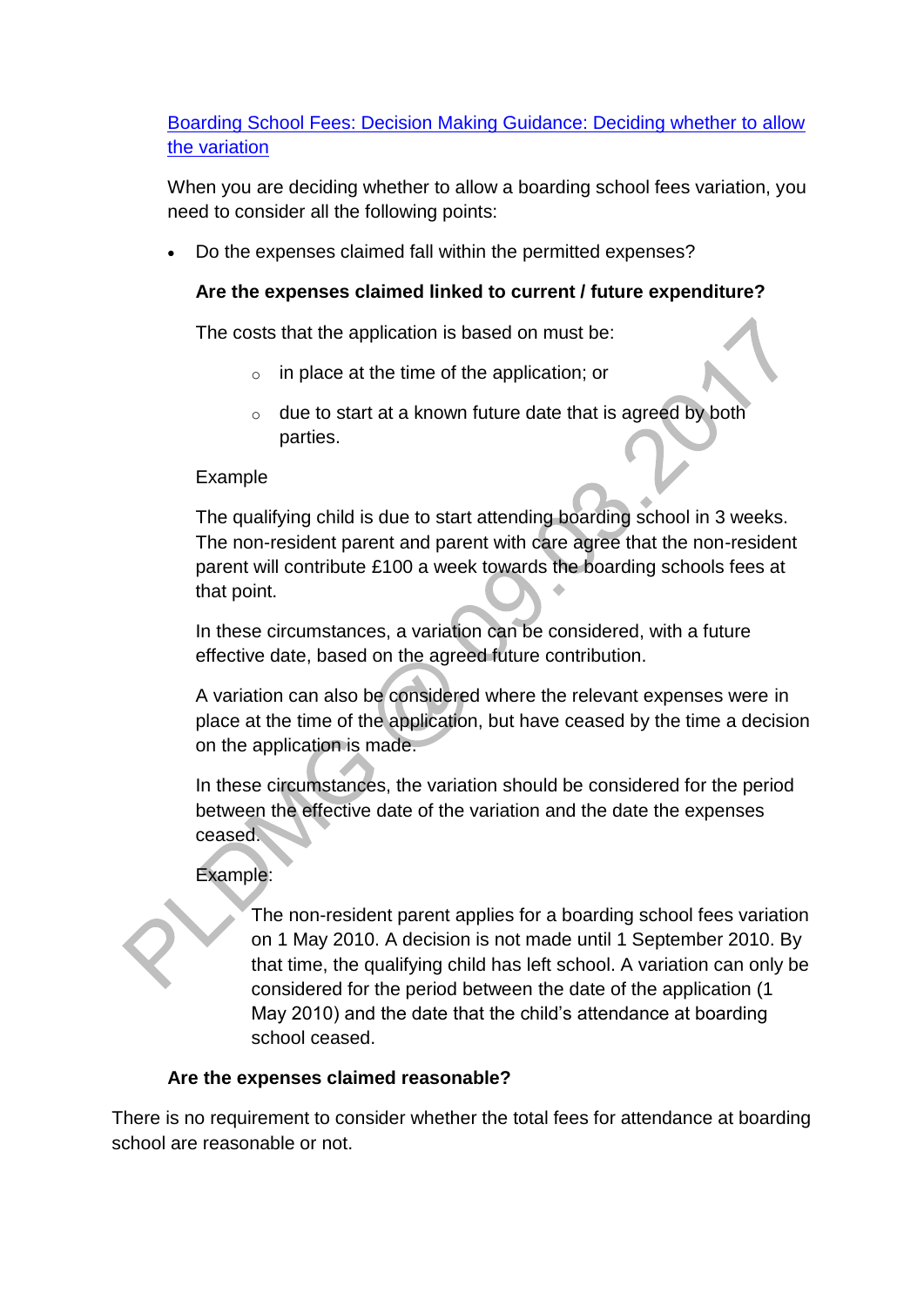[Boarding School Fees: Decision Making Guidance: Deciding whether to allow the variation]()

When you are deciding whether to allow a boarding school fees variation, you need to consider all the following points:

- Do the expenses claimed fall within the permitted expenses?

**Are the expenses claimed linked to current / future expenditure?**

The costs that the application is based on must be:

- in place at the time of the application; or
- due to start at a known future date that is agreed by both parties.

Example

The qualifying child is due to start attending boarding school in 3 weeks. The non-resident parent and parent with care agree that the non-resident parent will contribute £100 a week towards the boarding schools fees at that point.

In these circumstances, a variation can be considered, with a future effective date, based on the agreed future contribution.

A variation can also be considered where the relevant expenses were in place at the time of the application, but have ceased by the time a decision on the application is made.

In these circumstances, the variation should be considered for the period between the effective date of the variation and the date the expenses ceased.

Example:

> The non-resident parent applies for a boarding school fees variation on 1 May 2010. A decision is not made until 1 September 2010. By that time, the qualifying child has left school. A variation can only be considered for the period between the date of the application (1 May 2010) and the date that the child's attendance at boarding school ceased.

**Are the expenses claimed reasonable?**

There is no requirement to consider whether the total fees for attendance at boarding school are reasonable or not.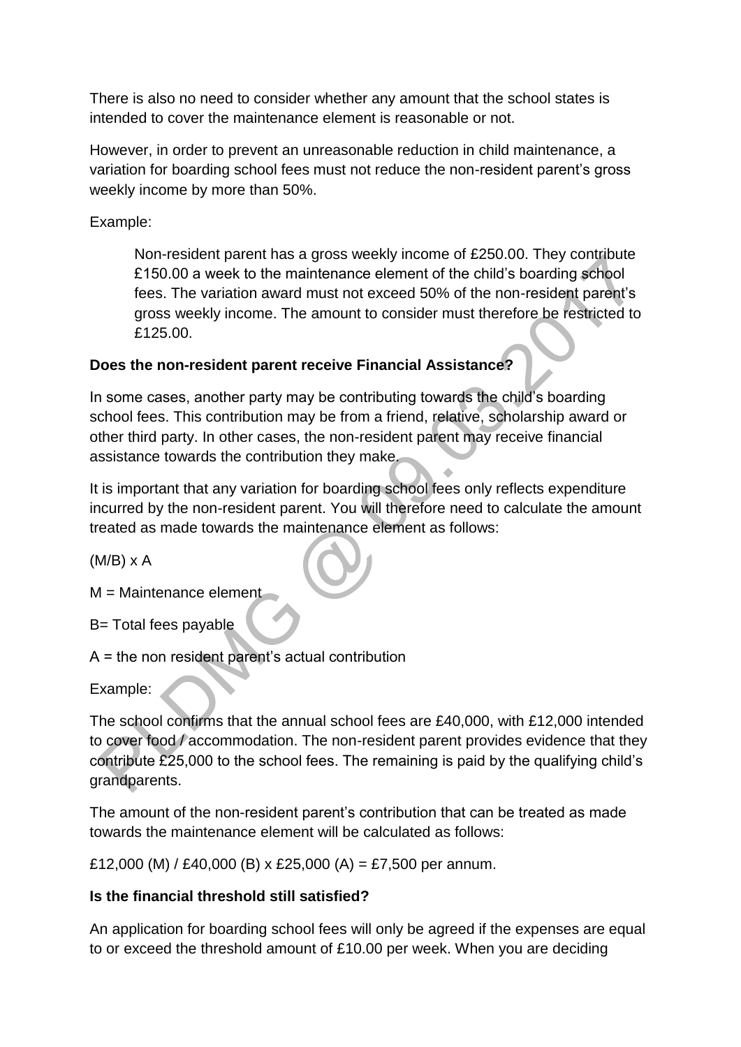There is also no need to consider whether any amount that the school states is intended to cover the maintenance element is reasonable or not.

However, in order to prevent an unreasonable reduction in child maintenance, a variation for boarding school fees must not reduce the non-resident parent's gross weekly income by more than 50%.

Example:

> Non-resident parent has a gross weekly income of £250.00. They contribute £150.00 a week to the maintenance element of the child's boarding school fees. The variation award must not exceed 50% of the non-resident parent's gross weekly income. The amount to consider must therefore be restricted to £125.00.

**Does the non-resident parent receive Financial Assistance?**

In some cases, another party may be contributing towards the child's boarding school fees. This contribution may be from a friend, relative, scholarship award or other third party. In other cases, the non-resident parent may receive financial assistance towards the contribution they make.

It is important that any variation for boarding school fees only reflects expenditure incurred by the non-resident parent. You will therefore need to calculate the amount treated as made towards the maintenance element as follows:

$(M/B) \times A$

M = Maintenance element

B= Total fees payable

A = the non resident parent's actual contribution

Example:

The school confirms that the annual school fees are £40,000, with £12,000 intended to cover food / accommodation. The non-resident parent provides evidence that they contribute £25,000 to the school fees. The remaining is paid by the qualifying child's grandparents.

The amount of the non-resident parent's contribution that can be treated as made towards the maintenance element will be calculated as follows:

£12,000 (M) / £40,000 (B) x £25,000 (A) = £7,500 per annum.

**Is the financial threshold still satisfied?**

An application for boarding school fees will only be agreed if the expenses are equal to or exceed the threshold amount of £10.00 per week. When you are deciding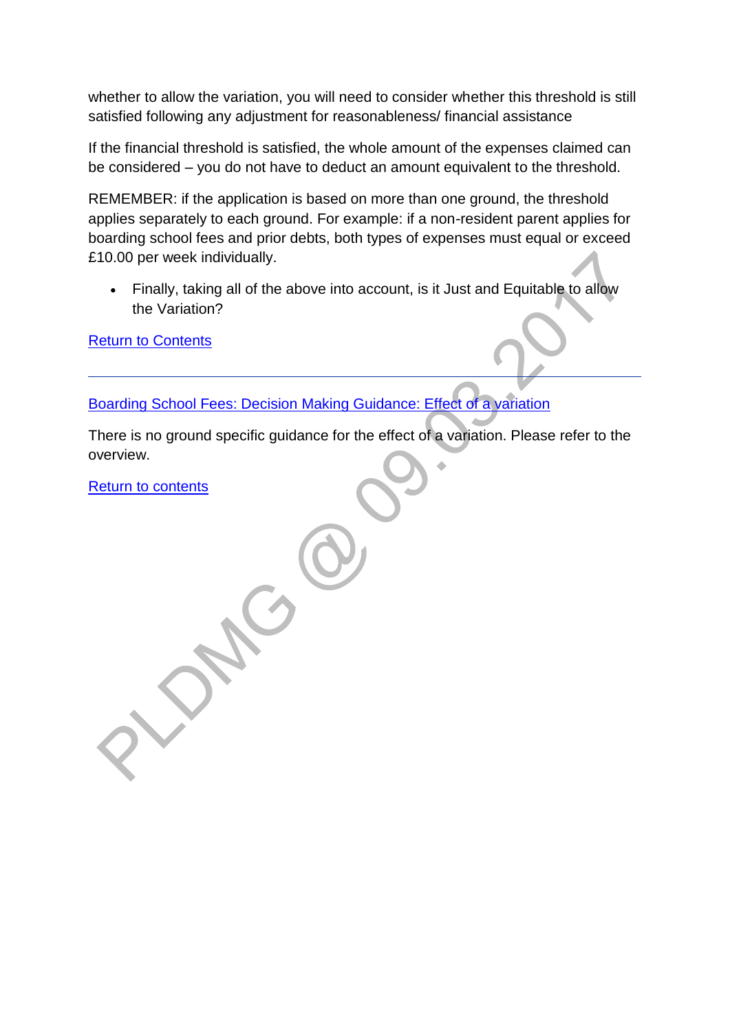whether to allow the variation, you will need to consider whether this threshold is still satisfied following any adjustment for reasonableness/ financial assistance

If the financial threshold is satisfied, the whole amount of the expenses claimed can be considered – you do not have to deduct an amount equivalent to the threshold.

REMEMBER: if the application is based on more than one ground, the threshold applies separately to each ground. For example: if a non-resident parent applies for boarding school fees and prior debts, both types of expenses must equal or exceed £10.00 per week individually.

- Finally, taking all of the above into account, is it Just and Equitable to allow the Variation?

Return to Contents

---

Boarding School Fees: Decision Making Guidance: Effect of a variation

There is no ground specific guidance for the effect of a variation. Please refer to the overview.

Return to contents